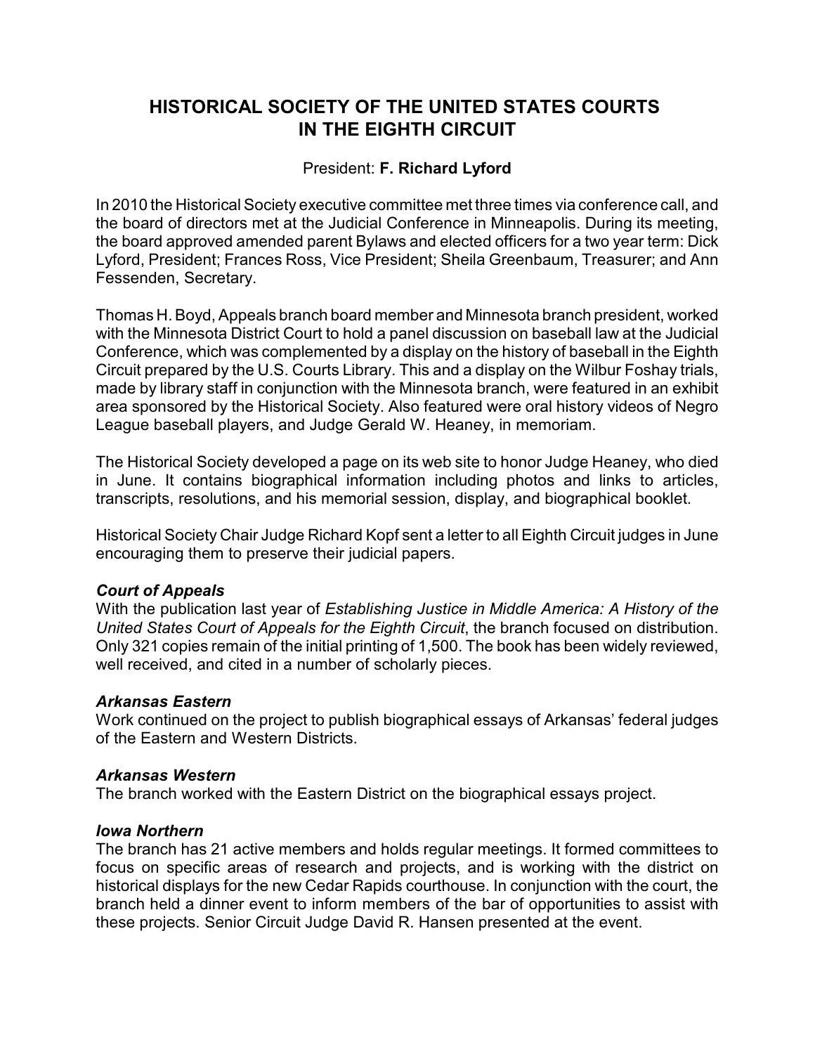# HISTORICAL SOCIETY OF THE UNITED STATES COURTS IN THE EIGHTH CIRCUIT

President: **F. Richard Lyford**

In 2010 the Historical Society executive committee met three times via conference call, and the board of directors met at the Judicial Conference in Minneapolis. During its meeting, the board approved amended parent Bylaws and elected officers for a two year term: Dick Lyford, President; Frances Ross, Vice President; Sheila Greenbaum, Treasurer; and Ann Fessenden, Secretary.

Thomas H. Boyd, Appeals branch board member and Minnesota branch president, worked with the Minnesota District Court to hold a panel discussion on baseball law at the Judicial Conference, which was complemented by a display on the history of baseball in the Eighth Circuit prepared by the U.S. Courts Library. This and a display on the Wilbur Foshay trials, made by library staff in conjunction with the Minnesota branch, were featured in an exhibit area sponsored by the Historical Society. Also featured were oral history videos of Negro League baseball players, and Judge Gerald W. Heaney, in memoriam.

The Historical Society developed a page on its web site to honor Judge Heaney, who died in June. It contains biographical information including photos and links to articles, transcripts, resolutions, and his memorial session, display, and biographical booklet.

Historical Society Chair Judge Richard Kopf sent a letter to all Eighth Circuit judges in June encouraging them to preserve their judicial papers.

### *Court of Appeals*

With the publication last year of *Establishing Justice in Middle America: A History of the United States Court of Appeals for the Eighth Circuit*, the branch focused on distribution. Only 321 copies remain of the initial printing of 1,500. The book has been widely reviewed, well received, and cited in a number of scholarly pieces.

### *Arkansas Eastern*

Work continued on the project to publish biographical essays of Arkansas' federal judges of the Eastern and Western Districts.

### *Arkansas Western*

The branch worked with the Eastern District on the biographical essays project.

### *Iowa Northern*

The branch has 21 active members and holds regular meetings. It formed committees to focus on specific areas of research and projects, and is working with the district on historical displays for the new Cedar Rapids courthouse. In conjunction with the court, the branch held a dinner event to inform members of the bar of opportunities to assist with these projects. Senior Circuit Judge David R. Hansen presented at the event.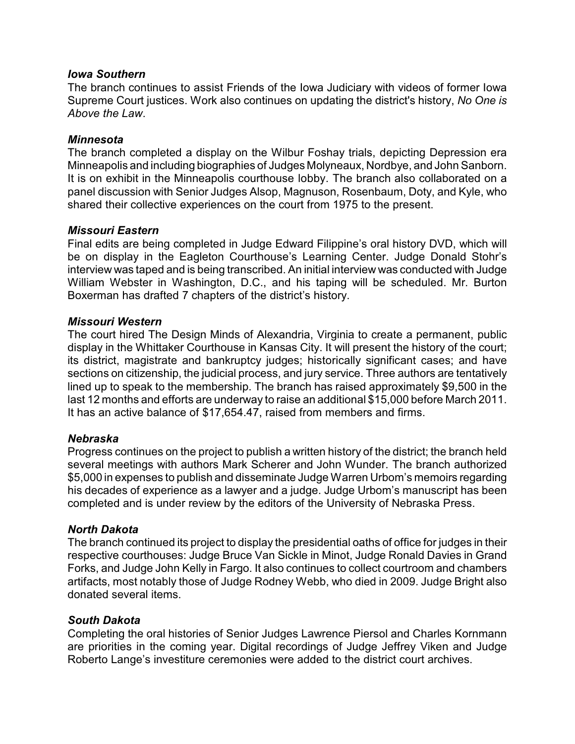***Iowa Southern***

The branch continues to assist Friends of the Iowa Judiciary with videos of former Iowa Supreme Court justices. Work also continues on updating the district's history, *No One is Above the Law*.

***Minnesota***

The branch completed a display on the Wilbur Foshay trials, depicting Depression era Minneapolis and including biographies of Judges Molyneaux, Nordbye, and John Sanborn. It is on exhibit in the Minneapolis courthouse lobby. The branch also collaborated on a panel discussion with Senior Judges Alsop, Magnuson, Rosenbaum, Doty, and Kyle, who shared their collective experiences on the court from 1975 to the present.

***Missouri Eastern***

Final edits are being completed in Judge Edward Filippine's oral history DVD, which will be on display in the Eagleton Courthouse's Learning Center. Judge Donald Stohr's interview was taped and is being transcribed. An initial interview was conducted with Judge William Webster in Washington, D.C., and his taping will be scheduled. Mr. Burton Boxerman has drafted 7 chapters of the district's history.

***Missouri Western***

The court hired The Design Minds of Alexandria, Virginia to create a permanent, public display in the Whittaker Courthouse in Kansas City. It will present the history of the court; its district, magistrate and bankruptcy judges; historically significant cases; and have sections on citizenship, the judicial process, and jury service. Three authors are tentatively lined up to speak to the membership. The branch has raised approximately $9,500 in the last 12 months and efforts are underway to raise an additional $15,000 before March 2011. It has an active balance of $17,654.47, raised from members and firms.

***Nebraska***

Progress continues on the project to publish a written history of the district; the branch held several meetings with authors Mark Scherer and John Wunder. The branch authorized $5,000 in expenses to publish and disseminate Judge Warren Urbom's memoirs regarding his decades of experience as a lawyer and a judge. Judge Urbom's manuscript has been completed and is under review by the editors of the University of Nebraska Press.

***North Dakota***

The branch continued its project to display the presidential oaths of office for judges in their respective courthouses: Judge Bruce Van Sickle in Minot, Judge Ronald Davies in Grand Forks, and Judge John Kelly in Fargo. It also continues to collect courtroom and chambers artifacts, most notably those of Judge Rodney Webb, who died in 2009. Judge Bright also donated several items.

***South Dakota***

Completing the oral histories of Senior Judges Lawrence Piersol and Charles Kornmann are priorities in the coming year. Digital recordings of Judge Jeffrey Viken and Judge Roberto Lange's investiture ceremonies were added to the district court archives.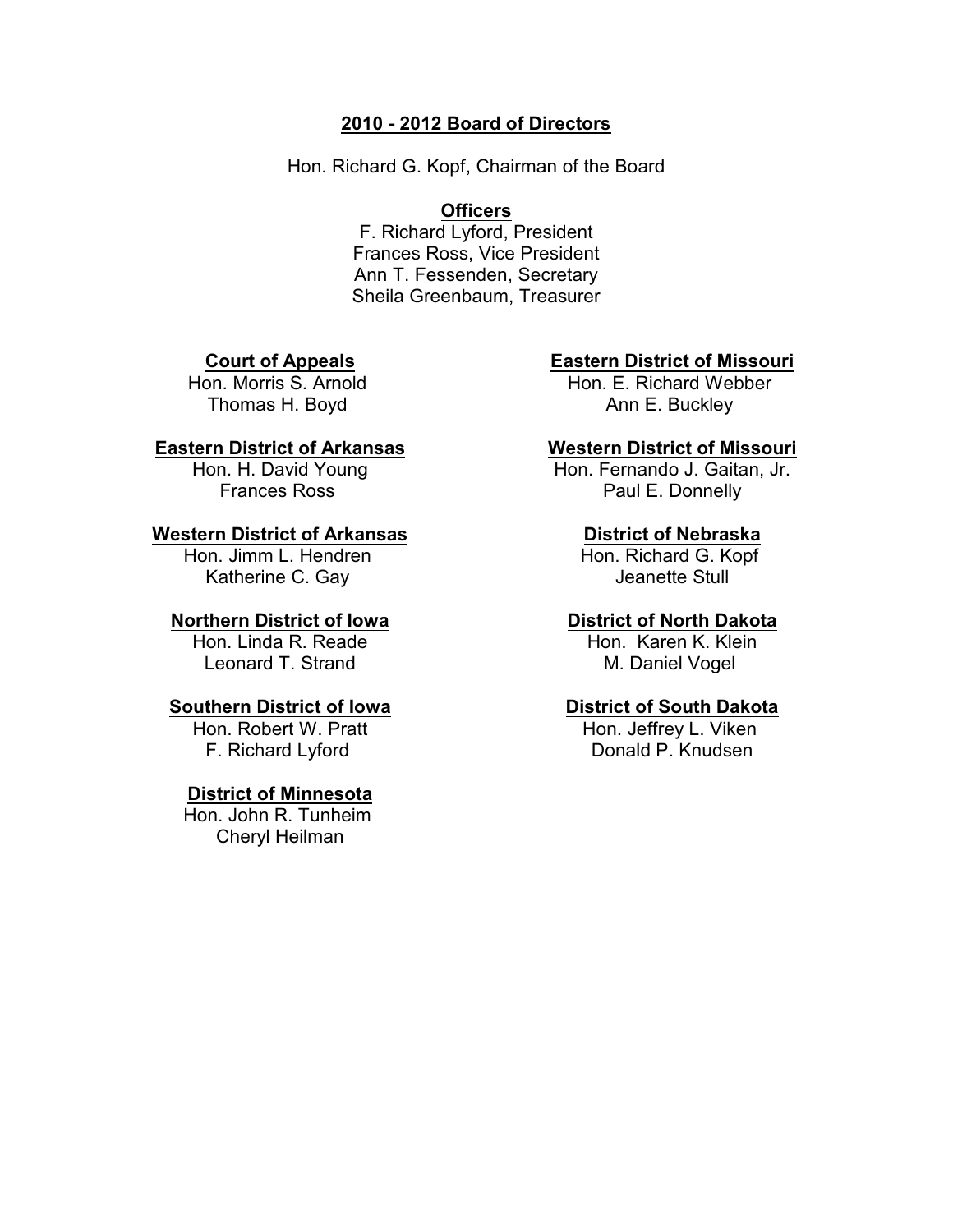## 2010 - 2012 Board of Directors

Hon. Richard G. Kopf, Chairman of the Board

### Officers

F. Richard Lyford, President
Frances Ross, Vice President
Ann T. Fessenden, Secretary
Sheila Greenbaum, Treasurer

### Court of Appeals

Hon. Morris S. Arnold
Thomas H. Boyd

### Eastern District of Arkansas

Hon. H. David Young
Frances Ross

### Western District of Arkansas

Hon. Jimm L. Hendren
Katherine C. Gay

### Northern District of Iowa

Hon. Linda R. Reade
Leonard T. Strand

### Southern District of Iowa

Hon. Robert W. Pratt
F. Richard Lyford

### District of Minnesota

Hon. John R. Tunheim
Cheryl Heilman

### Eastern District of Missouri

Hon. E. Richard Webber
Ann E. Buckley

### Western District of Missouri

Hon. Fernando J. Gaitan, Jr.
Paul E. Donnelly

### District of Nebraska

Hon. Richard G. Kopf
Jeanette Stull

### District of North Dakota

Hon. Karen K. Klein
M. Daniel Vogel

### District of South Dakota

Hon. Jeffrey L. Viken
Donald P. Knudsen